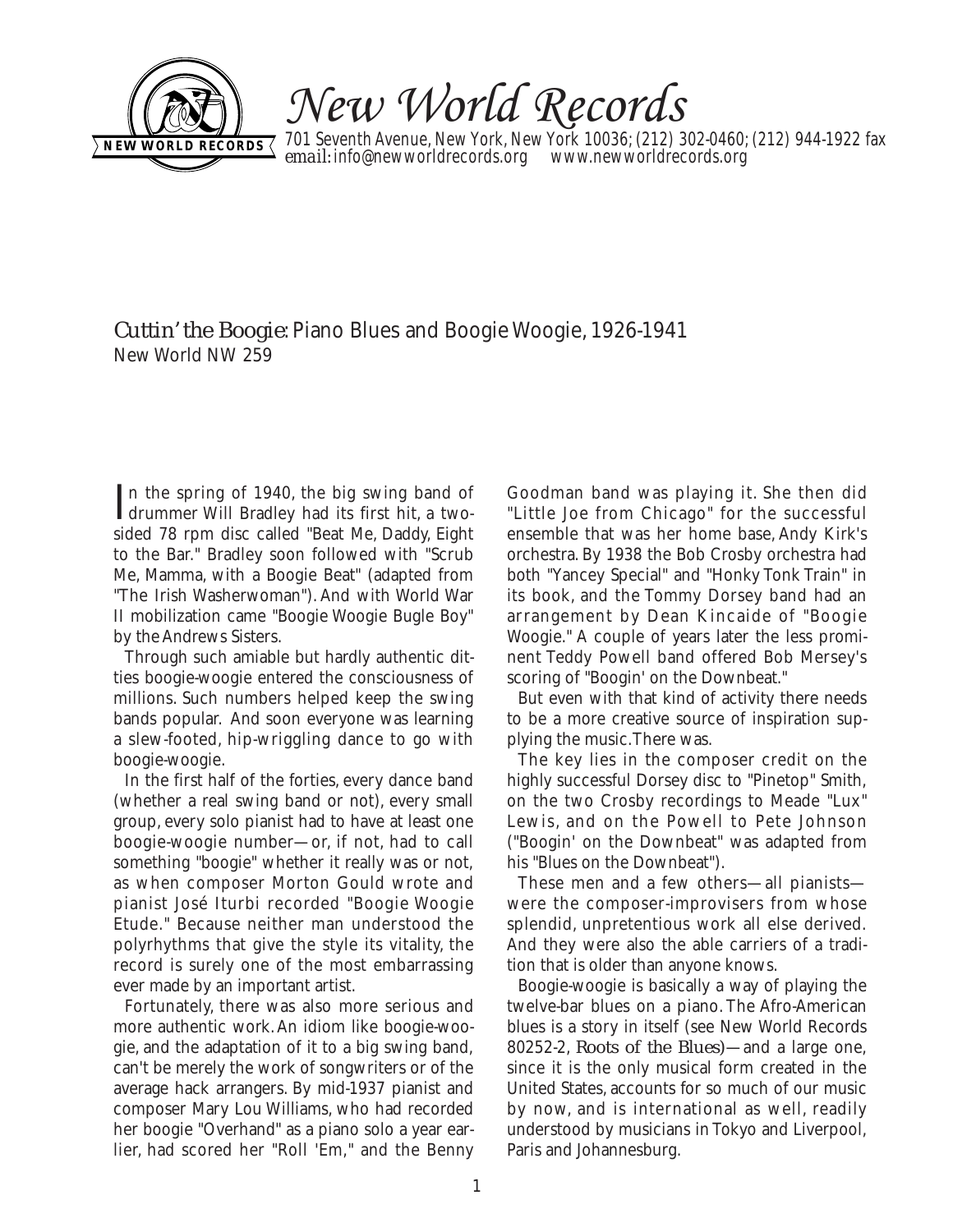# New World Records

701 Seventh Avenue, New York, New York 10036; (212) 302-0460; (212) 944-1922 fax
email: info@newworldrecords.org www.newworldrecords.org

## *Cuttin' the Boogie*: Piano Blues and Boogie Woogie, 1926-1941
New World NW 259

In the spring of 1940, the big swing band of drummer Will Bradley had its first hit, a two-sided 78 rpm disc called "Beat Me, Daddy, Eight to the Bar." Bradley soon followed with "Scrub Me, Mamma, with a Boogie Beat" (adapted from "The Irish Washerwoman"). And with World War II mobilization came "Boogie Woogie Bugle Boy" by the Andrews Sisters.

Through such amiable but hardly authentic ditties boogie-woogie entered the consciousness of millions. Such numbers helped keep the swing bands popular. And soon everyone was learning a slew-footed, hip-wriggling dance to go with boogie-woogie.

In the first half of the forties, every dance band (whether a real swing band or not), every small group, every solo pianist had to have at least one boogie-woogie number—or, if not, had to call something "boogie" whether it really was or not, as when composer Morton Gould wrote and pianist José Iturbi recorded "Boogie Woogie Etude." Because neither man understood the polyrhythms that give the style its vitality, the record is surely one of the most embarrassing ever made by an important artist.

Fortunately, there was also more serious and more authentic work. An idiom like boogie-woogie, and the adaptation of it to a big swing band, can't be merely the work of songwriters or of the average hack arrangers. By mid-1937 pianist and composer Mary Lou Williams, who had recorded her boogie "Overhand" as a piano solo a year earlier, had scored her "Roll 'Em," and the Benny Goodman band was playing it. She then did "Little Joe from Chicago" for the successful ensemble that was her home base, Andy Kirk's orchestra. By 1938 the Bob Crosby orchestra had both "Yancey Special" and "Honky Tonk Train" in its book, and the Tommy Dorsey band had an arrangement by Dean Kincaide of "Boogie Woogie." A couple of years later the less prominent Teddy Powell band offered Bob Mersey's scoring of "Boogin' on the Downbeat."

But even with that kind of activity there needs to be a more creative source of inspiration supplying the music. There was.

The key lies in the composer credit on the highly successful Dorsey disc to "Pinetop" Smith, on the two Crosby recordings to Meade "Lux" Lewis, and on the Powell to Pete Johnson ("Boogin' on the Downbeat" was adapted from his "Blues on the Downbeat").

These men and a few others—all pianists—were the composer-improvisers from whose splendid, unpretentious work all else derived. And they were also the able carriers of a tradition that is older than anyone knows.

Boogie-woogie is basically a way of playing the twelve-bar blues on a piano. The Afro-American blues is a story in itself (see New World Records 80252-2, *Roots of the Blues*)—and a large one, since it is the only musical form created in the United States, accounts for so much of our music by now, and is international as well, readily understood by musicians in Tokyo and Liverpool, Paris and Johannesburg.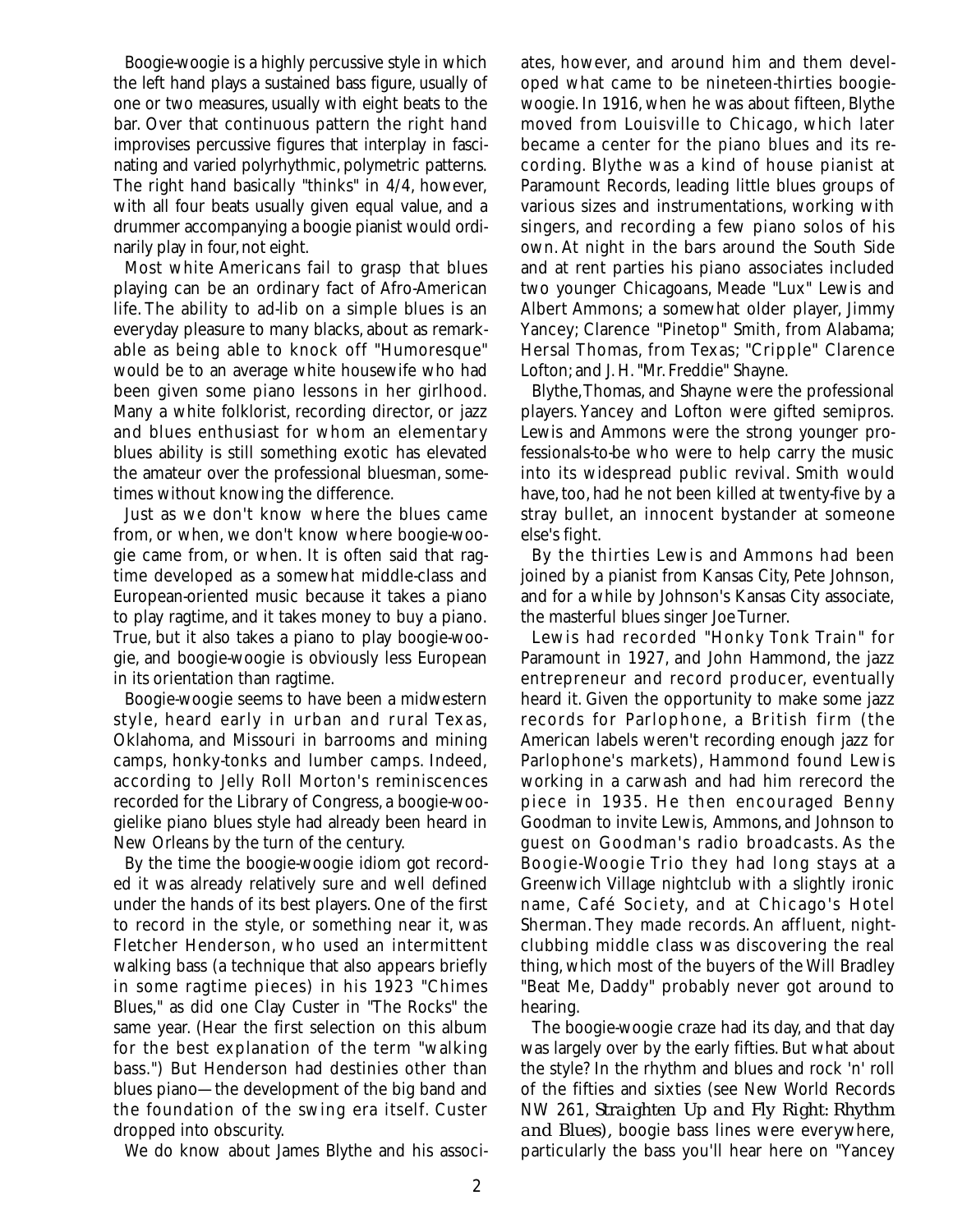Boogie-woogie is a highly percussive style in which the left hand plays a sustained bass figure, usually of one or two measures, usually with eight beats to the bar. Over that continuous pattern the right hand improvises percussive figures that interplay in fascinating and varied polyrhythmic, polymetric patterns. The right hand basically "thinks" in 4/4, however, with all four beats usually given equal value, and a drummer accompanying a boogie pianist would ordinarily play in four, not eight.

Most white Americans fail to grasp that blues playing can be an ordinary fact of Afro-American life. The ability to ad-lib on a simple blues is an everyday pleasure to many blacks, about as remarkable as being able to knock off "Humoresque" would be to an average white housewife who had been given some piano lessons in her girlhood. Many a white folklorist, recording director, or jazz and blues enthusiast for whom an elementary blues ability is still something exotic has elevated the amateur over the professional bluesman, sometimes without knowing the difference.

Just as we don't know where the blues came from, or when, we don't know where boogie-woogie came from, or when. It is often said that ragtime developed as a somewhat middle-class and European-oriented music because it takes a piano to play ragtime, and it takes money to buy a piano. True, but it also takes a piano to play boogie-woogie, and boogie-woogie is obviously less European in its orientation than ragtime.

Boogie-woogie seems to have been a midwestern style, heard early in urban and rural Texas, Oklahoma, and Missouri in barrooms and mining camps, honky-tonks and lumber camps. Indeed, according to Jelly Roll Morton's reminiscences recorded for the Library of Congress, a boogie-woogielike piano blues style had already been heard in New Orleans by the turn of the century.

By the time the boogie-woogie idiom got recorded it was already relatively sure and well defined under the hands of its best players. One of the first to record in the style, or something near it, was Fletcher Henderson, who used an intermittent walking bass (a technique that also appears briefly in some ragtime pieces) in his 1923 "Chimes Blues," as did one Clay Custer in "The Rocks" the same year. (Hear the first selection on this album for the best explanation of the term "walking bass.") But Henderson had destinies other than blues piano—the development of the big band and the foundation of the swing era itself. Custer dropped into obscurity.

We do know about James Blythe and his associates, however, and around him and them developed what came to be nineteen-thirties boogie-woogie. In 1916, when he was about fifteen, Blythe moved from Louisville to Chicago, which later became a center for the piano blues and its recording. Blythe was a kind of house pianist at Paramount Records, leading little blues groups of various sizes and instrumentations, working with singers, and recording a few piano solos of his own. At night in the bars around the South Side and at rent parties his piano associates included two younger Chicagoans, Meade "Lux" Lewis and Albert Ammons; a somewhat older player, Jimmy Yancey; Clarence "Pinetop" Smith, from Alabama; Hersal Thomas, from Texas; "Cripple" Clarence Lofton; and J. H. "Mr. Freddie" Shayne.

Blythe, Thomas, and Shayne were the professional players. Yancey and Lofton were gifted semipros. Lewis and Ammons were the strong younger professionals-to-be who were to help carry the music into its widespread public revival. Smith would have, too, had he not been killed at twenty-five by a stray bullet, an innocent bystander at someone else's fight.

By the thirties Lewis and Ammons had been joined by a pianist from Kansas City, Pete Johnson, and for a while by Johnson's Kansas City associate, the masterful blues singer Joe Turner.

Lewis had recorded "Honky Tonk Train" for Paramount in 1927, and John Hammond, the jazz entrepreneur and record producer, eventually heard it. Given the opportunity to make some jazz records for Parlophone, a British firm (the American labels weren't recording enough jazz for Parlophone's markets), Hammond found Lewis working in a carwash and had him rerecord the piece in 1935. He then encouraged Benny Goodman to invite Lewis, Ammons, and Johnson to guest on Goodman's radio broadcasts. As the Boogie-Woogie Trio they had long stays at a Greenwich Village nightclub with a slightly ironic name, Café Society, and at Chicago's Hotel Sherman. They made records. An affluent, nightclubbing middle class was discovering the real thing, which most of the buyers of the Will Bradley "Beat Me, Daddy" probably never got around to hearing.

The boogie-woogie craze had its day, and that day was largely over by the early fifties. But what about the style? In the rhythm and blues and rock 'n' roll of the fifties and sixties (see New World Records NW 261, *Straighten Up and Fly Right: Rhythm and Blues*), boogie bass lines were everywhere, particularly the bass you'll hear here on "Yancey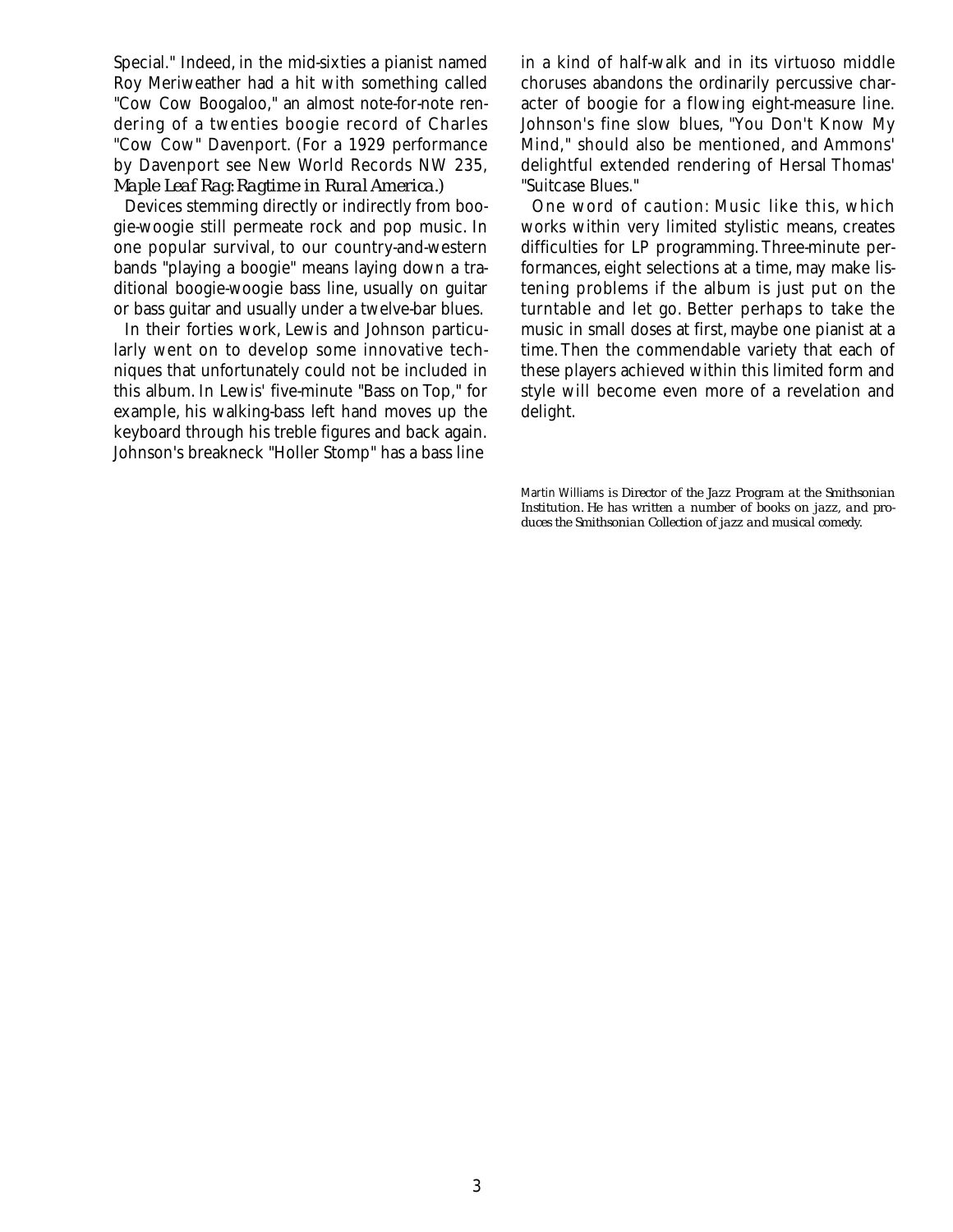Special." Indeed, in the mid-sixties a pianist named Roy Meriweather had a hit with something called "Cow Cow Boogaloo," an almost note-for-note rendering of a twenties boogie record of Charles "Cow Cow" Davenport. (For a 1929 performance by Davenport see New World Records NW 235, *Maple Leaf Rag: Ragtime in Rural America*.)

Devices stemming directly or indirectly from boogie-woogie still permeate rock and pop music. In one popular survival, to our country-and-western bands "playing a boogie" means laying down a traditional boogie-woogie bass line, usually on guitar or bass guitar and usually under a twelve-bar blues.

In their forties work, Lewis and Johnson particularly went on to develop some innovative techniques that unfortunately could not be included in this album. In Lewis' five-minute "Bass on Top," for example, his walking-bass left hand moves up the keyboard through his treble figures and back again. Johnson's breakneck "Holler Stomp" has a bass line in a kind of half-walk and in its virtuoso middle choruses abandons the ordinarily percussive character of boogie for a flowing eight-measure line. Johnson's fine slow blues, "You Don't Know My Mind," should also be mentioned, and Ammons' delightful extended rendering of Hersal Thomas' "Suitcase Blues."

One word of caution: Music like this, which works within very limited stylistic means, creates difficulties for LP programming. Three-minute performances, eight selections at a time, may make listening problems if the album is just put on the turntable and let go. Better perhaps to take the music in small doses at first, maybe one pianist at a time. Then the commendable variety that each of these players achieved within this limited form and style will become even more of a revelation and delight.

*Martin Williams is Director of the Jazz Program at the Smithsonian Institution. He has written a number of books on jazz, and produces the Smithsonian Collection of jazz and musical comedy.*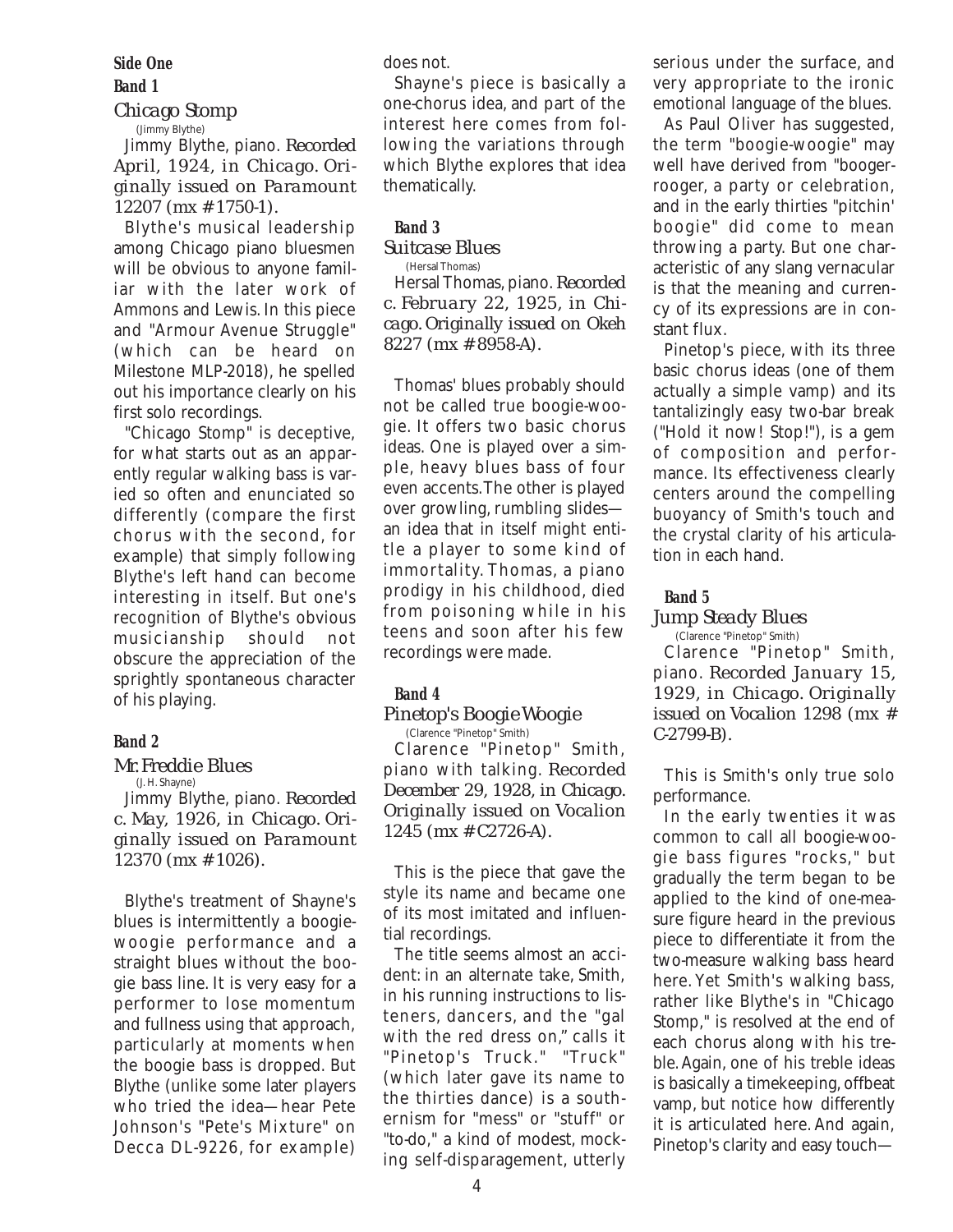## Side One

### Band 1

### *Chicago Stomp*

(Jimmy Blythe)

Jimmy Blythe, piano. *Recorded April, 1924, in Chicago. Originally issued on Paramount 12207 (mx #1750-1).*

Blythe's musical leadership among Chicago piano bluesmen will be obvious to anyone familiar with the later work of Ammons and Lewis. In this piece and "Armour Avenue Struggle" (which can be heard on Milestone MLP-2018), he spelled out his importance clearly on his first solo recordings.

"Chicago Stomp" is deceptive, for what starts out as an apparently regular walking bass is varied so often and enunciated so differently (compare the first chorus with the second, for example) that simply following Blythe's left hand can become interesting in itself. But one's recognition of Blythe's obvious musicianship should not obscure the appreciation of the sprightly spontaneous character of his playing.

### Band 2

### *Mr. Freddie Blues*

(J. H. Shayne)

Jimmy Blythe, piano. *Recorded c. May, 1926, in Chicago. Originally issued on Paramount 12370 (mx #1026).*

Blythe's treatment of Shayne's blues is intermittently a boogie-woogie performance and a straight blues without the boogie bass line. It is very easy for a performer to lose momentum and fullness using that approach, particularly at moments when the boogie bass is dropped. But Blythe (unlike some later players who tried the idea—hear Pete Johnson's "Pete's Mixture" on Decca DL-9226, for example) does not.

Shayne's piece is basically a one-chorus idea, and part of the interest here comes from following the variations through which Blythe explores that idea thematically.

### Band 3

### *Suitcase Blues*

(Hersal Thomas)

Hersal Thomas, piano. *Recorded c. February 22, 1925, in Chicago. Originally issued on Okeh 8227 (mx #8958-A).*

Thomas' blues probably should not be called true boogie-woogie. It offers two basic chorus ideas. One is played over a simple, heavy blues bass of four even accents. The other is played over growling, rumbling slides—an idea that in itself might entitle a player to some kind of immortality. Thomas, a piano prodigy in his childhood, died from poisoning while in his teens and soon after his few recordings were made.

### Band 4

### *Pinetop's Boogie Woogie*

(Clarence "Pinetop" Smith)

Clarence "Pinetop" Smith, piano with talking. *Recorded December 29, 1928, in Chicago. Originally issued on Vocalion 1245 (mx #C2726-A).*

This is the piece that gave the style its name and became one of its most imitated and influential recordings.

The title seems almost an accident: in an alternate take, Smith, in his running instructions to listeners, dancers, and the "gal with the red dress on," calls it "Pinetop's Truck." "Truck" (which later gave its name to the thirties dance) is a southernism for "mess" or "stuff" or "to-do," a kind of modest, mocking self-disparagement, utterly serious under the surface, and very appropriate to the ironic emotional language of the blues.

As Paul Oliver has suggested, the term "boogie-woogie" may well have derived from "booger-rooger, a party or celebration, and in the early thirties "pitchin' boogie" did come to mean throwing a party. But one characteristic of any slang vernacular is that the meaning and currency of its expressions are in constant flux.

Pinetop's piece, with its three basic chorus ideas (one of them actually a simple vamp) and its tantalizingly easy two-bar break ("Hold it now! Stop!"), is a gem of composition and performance. Its effectiveness clearly centers around the compelling buoyancy of Smith's touch and the crystal clarity of his articulation in each hand.

### Band 5

### *Jump Steady Blues*

(Clarence "Pinetop" Smith)

Clarence "Pinetop" Smith, piano. *Recorded January 15, 1929, in Chicago. Originally issued on Vocalion 1298 (mx # C-2799-B).*

This is Smith's only true solo performance.

In the early twenties it was common to call all boogie-woogie bass figures "rocks," but gradually the term began to be applied to the kind of one-measure figure heard in the previous piece to differentiate it from the two-measure walking bass heard here. Yet Smith's walking bass, rather like Blythe's in "Chicago Stomp," is resolved at the end of each chorus along with his treble. Again, one of his treble ideas is basically a timekeeping, offbeat vamp, but notice how differently it is articulated here. And again, Pinetop's clarity and easy touch—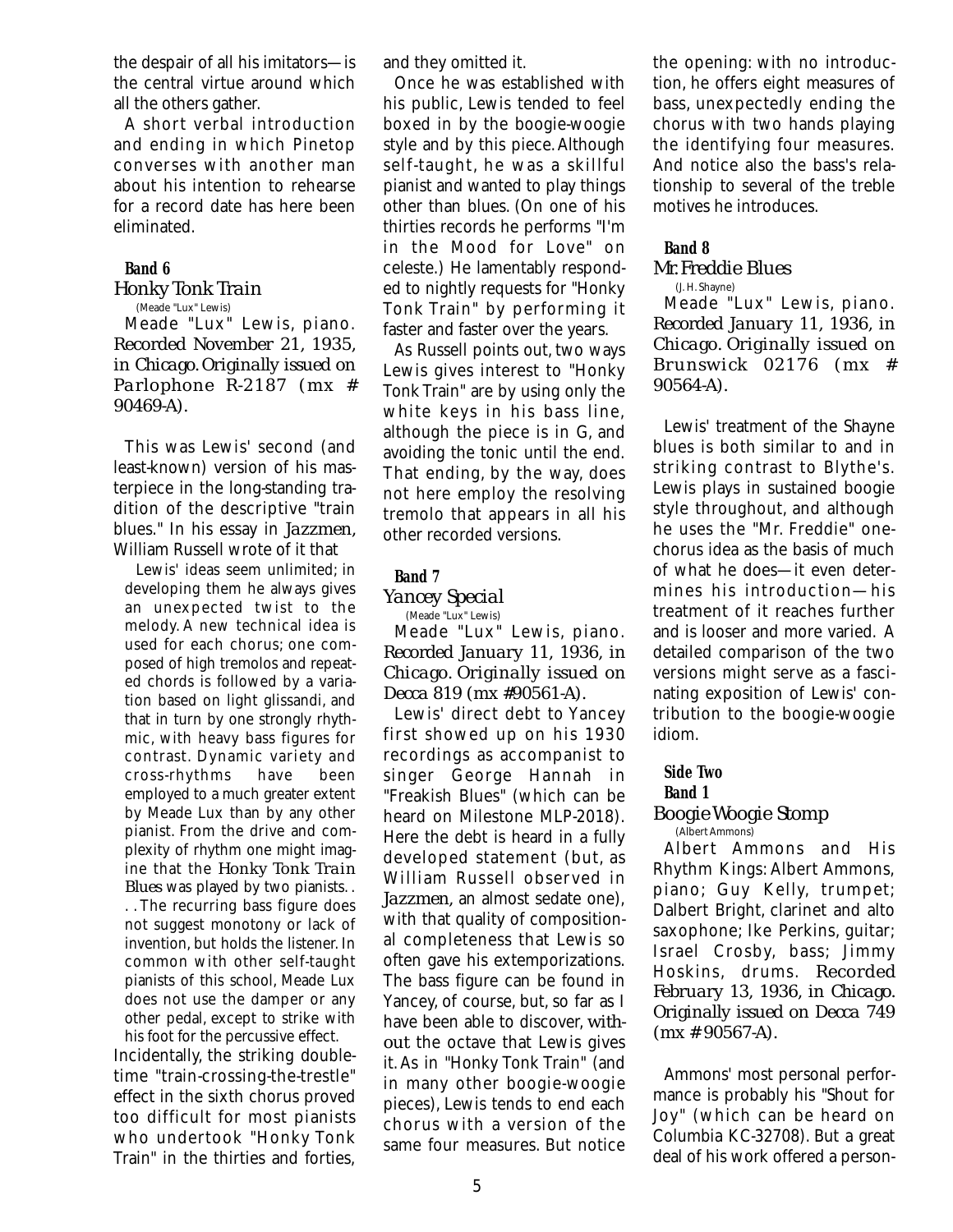the despair of all his imitators—is the central virtue around which all the others gather.

A short verbal introduction and ending in which Pinetop converses with another man about his intention to rehearse for a record date has here been eliminated.

**Band 6**

### Honky Tonk Train

(Meade "Lux" Lewis)

Meade "Lux" Lewis, piano. Recorded November 21, 1935, in Chicago. Originally issued on Parlophone R-2187 (mx # 90469-A).

This was Lewis' second (and least-known) version of his masterpiece in the long-standing tradition of the descriptive "train blues." In his essay in *Jazzmen*, William Russell wrote of it that

> Lewis' ideas seem unlimited; in developing them he always gives an unexpected twist to the melody. A new technical idea is used for each chorus; one composed of high tremolos and repeated chords is followed by a variation based on light glissandi, and that in turn by one strongly rhythmic, with heavy bass figures for contrast. Dynamic variety and cross-rhythms have been employed to a much greater extent by Meade Lux than by any other pianist. From the drive and complexity of rhythm one might imagine that the *Honky Tonk Train Blues* was played by two pianists. . . . The recurring bass figure does not suggest monotony or lack of invention, but holds the listener. In common with other self-taught pianists of this school, Meade Lux does not use the damper or any other pedal, except to strike with his foot for the percussive effect.

Incidentally, the striking double-time "train-crossing-the-trestle" effect in the sixth chorus proved too difficult for most pianists who undertook "Honky Tonk Train" in the thirties and forties, and they omitted it.

Once he was established with his public, Lewis tended to feel boxed in by the boogie-woogie style and by this piece. Although self-taught, he was a skillful pianist and wanted to play things other than blues. (On one of his thirties records he performs "I'm in the Mood for Love" on celeste.) He lamentably responded to nightly requests for "Honky Tonk Train" by performing it faster and faster over the years.

As Russell points out, two ways Lewis gives interest to "Honky Tonk Train" are by using only the white keys in his bass line, although the piece is in G, and avoiding the tonic until the end. That ending, by the way, does not here employ the resolving tremolo that appears in all his other recorded versions.

**Band 7**

### Yancey Special

(Meade "Lux" Lewis)

Meade "Lux" Lewis, piano. Recorded January 11, 1936, in Chicago. Originally issued on Decca 819 (mx #90561-A).

Lewis' direct debt to Yancey first showed up on his 1930 recordings as accompanist to singer George Hannah in "Freakish Blues" (which can be heard on Milestone MLP-2018). Here the debt is heard in a fully developed statement (but, as William Russell observed in *Jazzmen*, an almost sedate one), with that quality of compositional completeness that Lewis so often gave his extemporizations. The bass figure can be found in Yancey, of course, but, so far as I have been able to discover, *without* the octave that Lewis gives it. As in "Honky Tonk Train" (and in many other boogie-woogie pieces), Lewis tends to end each chorus with a version of the same four measures. But notice the opening: with no introduction, he offers eight measures of bass, unexpectedly ending the chorus with two hands playing the identifying four measures. And notice also the bass's relationship to several of the treble motives he introduces.

**Band 8**

### Mr. Freddie Blues

(J. H. Shayne)

Meade "Lux" Lewis, piano. Recorded January 11, 1936, in Chicago. Originally issued on Brunswick 02176 (mx # 90564-A).

Lewis' treatment of the Shayne blues is both similar to and in striking contrast to Blythe's. Lewis plays in sustained boogie style throughout, and although he uses the "Mr. Freddie" one-chorus idea as the basis of much of what he does—it even determines his introduction—his treatment of it reaches further and is looser and more varied. A detailed comparison of the two versions might serve as a fascinating exposition of Lewis' contribution to the boogie-woogie idiom.

**Side Two**

**Band 1**

### Boogie Woogie Stomp

(Albert Ammons)

Albert Ammons and His Rhythm Kings: Albert Ammons, piano; Guy Kelly, trumpet; Dalbert Bright, clarinet and alto saxophone; Ike Perkins, guitar; Israel Crosby, bass; Jimmy Hoskins, drums. Recorded February 13, 1936, in Chicago. Originally issued on Decca 749 (mx # 90567-A).

Ammons' most personal performance is probably his "Shout for Joy" (which can be heard on Columbia KC-32708). But a great deal of his work offered a person-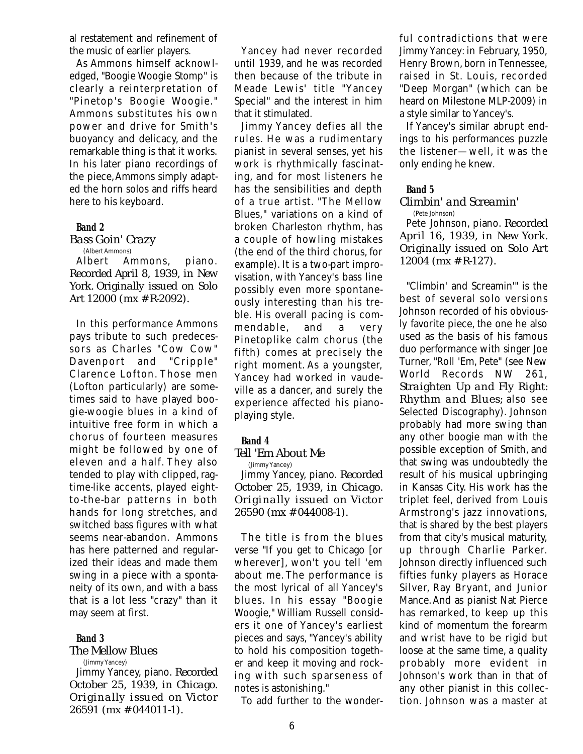al restatement and refinement of the music of earlier players.

As Ammons himself acknowledged, "Boogie Woogie Stomp" is clearly a reinterpretation of "Pinetop's Boogie Woogie." Ammons substitutes his own power and drive for Smith's buoyancy and delicacy, and the remarkable thing is that it works. In his later piano recordings of the piece, Ammons simply adapted the horn solos and riffs heard here to his keyboard.

### Band 2

## *Bass Goin' Crazy*

(Albert Ammons)

Albert Ammons, piano. *Recorded April 8, 1939, in New York. Originally issued on Solo Art 12000 (mx # R-2092).*

In this performance Ammons pays tribute to such predecessors as Charles "Cow Cow" Davenport and "Cripple" Clarence Lofton. Those men (Lofton particularly) are sometimes said to have played boogie-woogie blues in a kind of intuitive free form in which a chorus of fourteen measures might be followed by one of eleven and a half. They also tended to play with clipped, ragtime-like accents, played eight-to-the-bar patterns in both hands for long stretches, and switched bass figures with what seems near-abandon. Ammons has here patterned and regularized their ideas and made them swing in a piece with a spontaneity of its own, and with a bass that is a lot less "crazy" than it may seem at first.

### Band 3

## *The Mellow Blues*

(Jimmy Yancey)

Jimmy Yancey, piano. *Recorded October 25, 1939, in Chicago. Originally issued on Victor 26591 (mx # 044011-1).*

Yancey had never recorded until 1939, and he was recorded then because of the tribute in Meade Lewis' title "Yancey Special" and the interest in him that it stimulated.

Jimmy Yancey defies all the rules. He was a rudimentary pianist in several senses, yet his work is rhythmically fascinating, and for most listeners he has the sensibilities and depth of a true artist. "The Mellow Blues," variations on a kind of broken Charleston rhythm, has a couple of howling mistakes (the end of the third chorus, for example). It is a two-part improvisation, with Yancey's bass line possibly even more spontaneously interesting than his treble. His overall pacing is commendable, and a very Pinetoplike calm chorus (the fifth) comes at precisely the right moment. As a youngster, Yancey had worked in vaudeville as a dancer, and surely the experience affected his piano-playing style.

### Band 4

## *Tell 'Em About Me*

(Jimmy Yancey)

Jimmy Yancey, piano. *Recorded October 25, 1939, in Chicago. Originally issued on Victor 26590 (mx # 044008-1).*

The title is from the blues verse "If you get to Chicago [or wherever], won't you tell 'em about me. The performance is the most lyrical of all Yancey's blues. In his essay "Boogie Woogie," William Russell considers it one of Yancey's earliest pieces and says, "Yancey's ability to hold his composition together and keep it moving and rocking with such sparseness of notes is astonishing."

To add further to the wonderful contradictions that were Jimmy Yancey: in February, 1950, Henry Brown, born in Tennessee, raised in St. Louis, recorded "Deep Morgan" (which can be heard on Milestone MLP-2009) in a style similar to Yancey's.

If Yancey's similar abrupt endings to his performances puzzle the listener—well, it was the only ending he knew.

### Band 5

## *Climbin' and Screamin'*

(Pete Johnson)

Pete Johnson, piano. *Recorded April 16, 1939, in New York. Originally issued on Solo Art 12004 (mx # R-127).*

"Climbin' and Screamin'" is the best of several solo versions Johnson recorded of his obviously favorite piece, the one he also used as the basis of his famous duo performance with singer Joe Turner, "Roll 'Em, Pete" (see New World Records NW 261, *Straighten Up and Fly Right: Rhythm and Blues*; also see Selected Discography). Johnson probably had more swing than any other boogie man with the possible exception of Smith, and that swing was undoubtedly the result of his musical upbringing in Kansas City. His work has the triplet feel, derived from Louis Armstrong's jazz innovations, that is shared by the best players from that city's musical maturity, up through Charlie Parker. Johnson directly influenced such fifties funky players as Horace Silver, Ray Bryant, and Junior Mance. And as pianist Nat Pierce has remarked, to keep up this kind of momentum the forearm and wrist have to be rigid but loose at the same time, a quality probably more evident in Johnson's work than in that of any other pianist in this collection. Johnson was a master at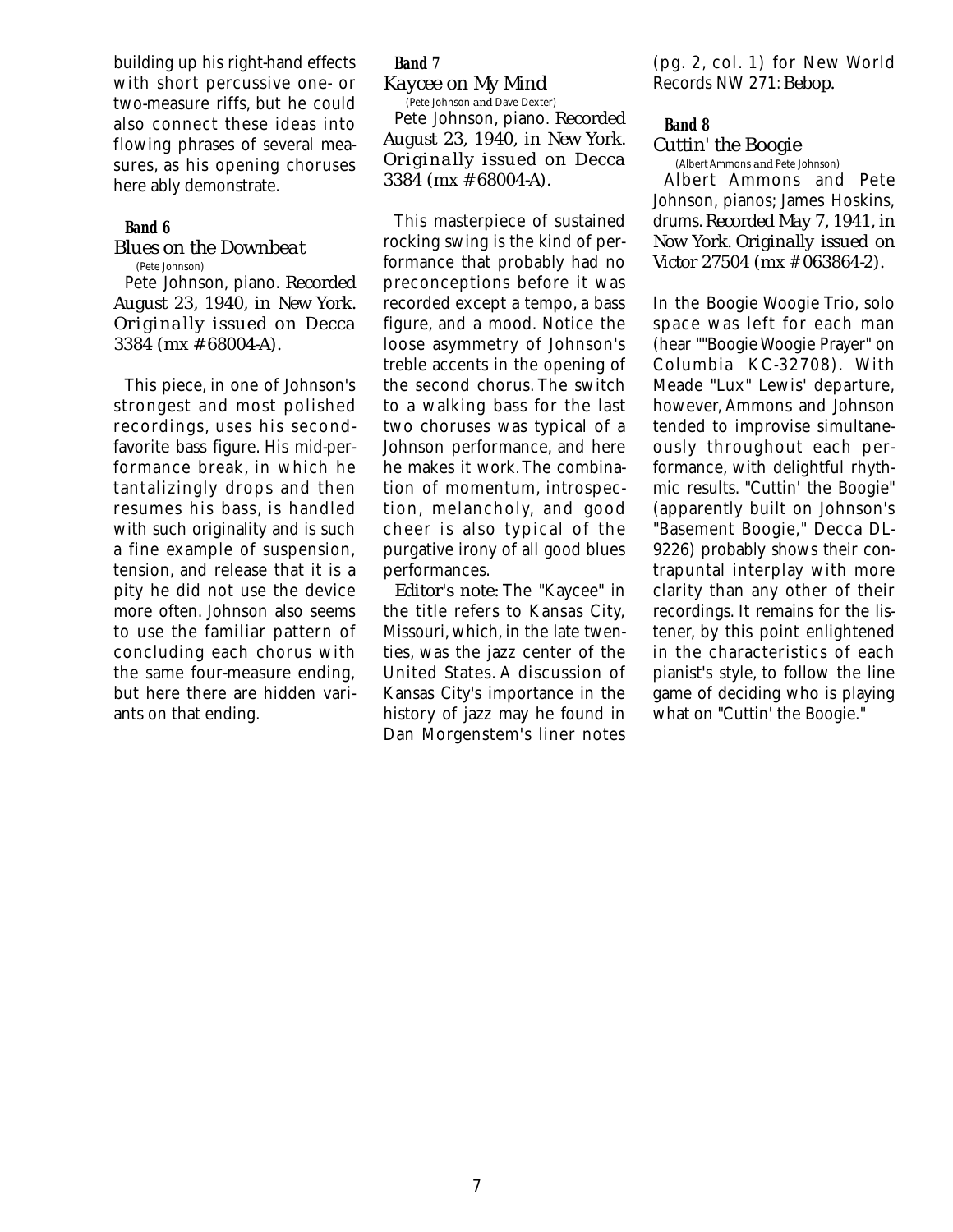building up his right-hand effects with short percussive one- or two-measure riffs, but he could also connect these ideas into flowing phrases of several measures, as his opening choruses here ably demonstrate.

**Band 6**

*Blues on the Downbeat*

(Pete Johnson)

Pete Johnson, piano. *Recorded August 23, 1940, in New York. Originally issued on Decca 3384 (mx # 68004-A).*

This piece, in one of Johnson's strongest and most polished recordings, uses his second-favorite bass figure. His mid-performance break, in which he tantalizingly drops and then resumes his bass, is handled with such originality and is such a fine example of suspension, tension, and release that it is a pity he did not use the device more often. Johnson also seems to use the familiar pattern of concluding each chorus with the same four-measure ending, but here there are hidden variants on that ending.

**Band 7**

*Kaycee on My Mind*

(Pete Johnson and Dave Dexter)

Pete Johnson, piano. *Recorded August 23, 1940, in New York. Originally issued on Decca 3384 (mx # 68004-A).*

This masterpiece of sustained rocking swing is the kind of performance that probably had no preconceptions before it was recorded except a tempo, a bass figure, and a mood. Notice the loose asymmetry of Johnson's treble accents in the opening of the second chorus. The switch to a walking bass for the last two choruses was typical of a Johnson performance, and here he makes it work. The combination of momentum, introspection, melancholy, and good cheer is also typical of the purgative irony of all good blues performances.

*Editor's note:* The "Kaycee" in the title refers to Kansas City, Missouri, which, in the late twenties, was the jazz center of the United States. A discussion of Kansas City's importance in the history of jazz may he found in Dan Morgenstem's liner notes (pg. 2, col. 1) for New World Records NW 271: *Bebop.*

**Band 8**

*Cuttin' the Boogie*

(Albert Ammons and Pete Johnson)

Albert Ammons and Pete Johnson, pianos; James Hoskins, drums. *Recorded May 7, 1941, in Now York. Originally issued on Victor 27504 (mx # 063864-2).*

In the Boogie Woogie Trio, solo space was left for each man (hear ""Boogie Woogie Prayer" on Columbia KC-32708). With Meade "Lux" Lewis' departure, however, Ammons and Johnson tended to improvise simultaneously throughout each performance, with delightful rhythmic results. "Cuttin' the Boogie" (apparently built on Johnson's "Basement Boogie," Decca DL-9226) probably shows their contrapuntal interplay with more clarity than any other of their recordings. It remains for the listener, by this point enlightened in the characteristics of each pianist's style, to follow the line game of deciding who is playing what on "Cuttin' the Boogie."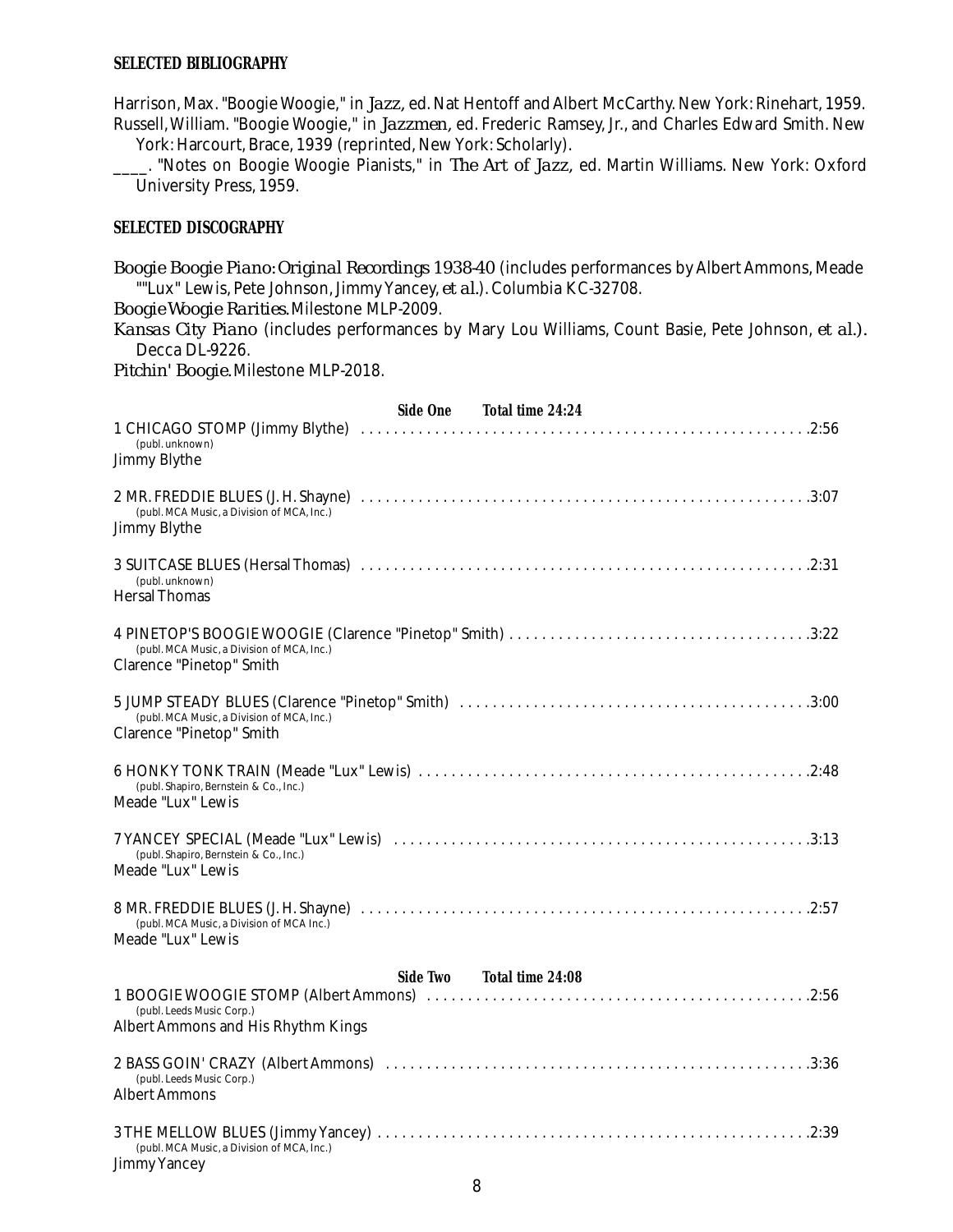### SELECTED BIBLIOGRAPHY

Harrison, Max. "Boogie Woogie," in *Jazz*, ed. Nat Hentoff and Albert McCarthy. New York: Rinehart, 1959.

Russell, William. "Boogie Woogie," in *Jazzmen*, ed. Frederic Ramsey, Jr., and Charles Edward Smith. New York: Harcourt, Brace, 1939 (reprinted, New York: Scholarly).

____. "Notes on Boogie Woogie Pianists," in *The Art of Jazz*, ed. Martin Williams. New York: Oxford University Press, 1959.

### SELECTED DISCOGRAPHY

*Boogie Boogie Piano: Original Recordings 1938-40* (includes performances by Albert Ammons, Meade ""Lux" Lewis, Pete Johnson, Jimmy Yancey, *et al.*). Columbia KC-32708.

*Boogie Woogie Rarities.* Milestone MLP-2009.

*Kansas City Piano* (includes performances by Mary Lou Williams, Count Basie, Pete Johnson, *et al.*). Decca DL-9226.

*Pitchin' Boogie.* Milestone MLP-2018.

**Side One  Total time 24:24**

1 CHICAGO STOMP (Jimmy Blythe) .......... 2:56
(publ. unknown)
Jimmy Blythe

2 MR. FREDDIE BLUES (J. H. Shayne) .......... 3:07
(publ. MCA Music, a Division of MCA, Inc.)
Jimmy Blythe

3 SUITCASE BLUES (Hersal Thomas) .......... 2:31
(publ. unknown)
Hersal Thomas

4 PINETOP'S BOOGIE WOOGIE (Clarence "Pinetop" Smith) .......... 3:22
(publ. MCA Music, a Division of MCA, Inc.)
Clarence "Pinetop" Smith

5 JUMP STEADY BLUES (Clarence "Pinetop" Smith) .......... 3:00
(publ. MCA Music, a Division of MCA, Inc.)
Clarence "Pinetop" Smith

6 HONKY TONK TRAIN (Meade "Lux" Lewis) .......... 2:48
(publ. Shapiro, Bernstein & Co., Inc.)
Meade "Lux" Lewis

7 YANCEY SPECIAL (Meade "Lux" Lewis) .......... 3:13
(publ. Shapiro, Bernstein & Co., Inc.)
Meade "Lux" Lewis

8 MR. FREDDIE BLUES (J. H. Shayne) .......... 2:57
(publ. MCA Music, a Division of MCA Inc.)
Meade "Lux" Lewis

**Side Two  Total time 24:08**

1 BOOGIE WOOGIE STOMP (Albert Ammons) .......... 2:56
(publ. Leeds Music Corp.)
Albert Ammons and His Rhythm Kings

2 BASS GOIN' CRAZY (Albert Ammons) .......... 3:36
(publ. Leeds Music Corp.)
Albert Ammons

3 THE MELLOW BLUES (Jimmy Yancey) .......... 2:39
(publ. MCA Music, a Division of MCA, Inc.)
Jimmy Yancey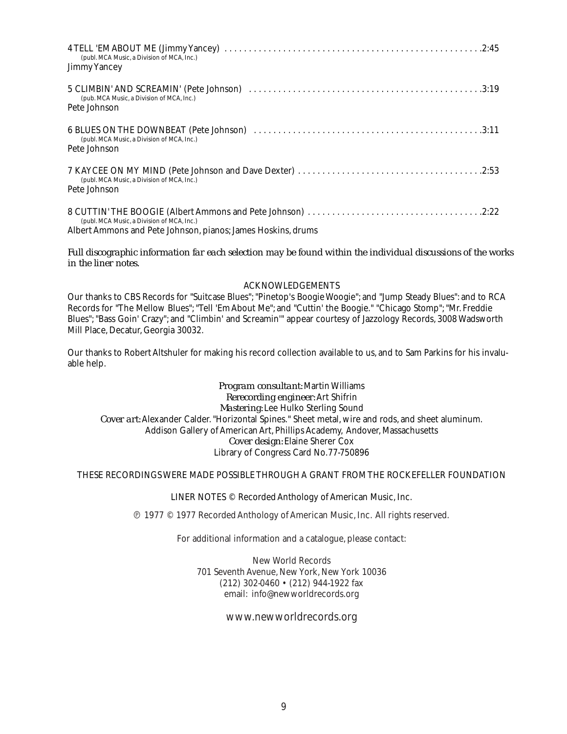4 TELL 'EM ABOUT ME (Jimmy Yancey) . . . . . . . . . . . . . . . . . . . . . . . . . . . . . . . . . . . . . . . . . . . . . . . . . . .2:45
(publ. MCA Music, a Division of MCA, Inc.)
Jimmy Yancey

5 CLIMBIN' AND SCREAMIN' (Pete Johnson) . . . . . . . . . . . . . . . . . . . . . . . . . . . . . . . . . . . . . . . . . . . . . . .3:19
(pub. MCA Music, a Division of MCA, Inc.)
Pete Johnson

6 BLUES ON THE DOWNBEAT (Pete Johnson) . . . . . . . . . . . . . . . . . . . . . . . . . . . . . . . . . . . . . . . . . . . . . .3:11
(publ. MCA Music, a Division of MCA, Inc.)
Pete Johnson

7 KAYCEE ON MY MIND (Pete Johnson and Dave Dexter) . . . . . . . . . . . . . . . . . . . . . . . . . . . . . . . . . . . . .2:53
(publ. MCA Music, a Division of MCA, Inc.)
Pete Johnson

8 CUTTIN' THE BOOGIE (Albert Ammons and Pete Johnson) . . . . . . . . . . . . . . . . . . . . . . . . . . . . . . . . . . .2:22
(publ. MCA Music, a Division of MCA, Inc.)
Albert Ammons and Pete Johnson, pianos; James Hoskins, drums

*Full discographic information far each selection may be found within the individual discussions of the works in the liner notes.*

ACKNOWLEDGEMENTS

Our thanks to CBS Records for "Suitcase Blues"; "Pinetop's Boogie Woogie"; and "Jump Steady Blues": and to RCA Records for "The Mellow Blues"; "Tell 'Em About Me"; and "Cuttin' the Boogie." "Chicago Stomp"; "Mr. Freddie Blues"; "Bass Goin' Crazy"; and "Climbin' and Screamin'" appear courtesy of Jazzology Records, 3008 Wadsworth Mill Place, Decatur, Georgia 30032.

Our thanks to Robert Altshuler for making his record collection available to us, and to Sam Parkins for his invaluable help.

*Program consultant:* Martin Williams
*Rerecording engineer:* Art Shifrin
*Mastering:* Lee Hulko Sterling Sound
*Cover art:* Alexander Calder. "Horizontal Spines." Sheet metal, wire and rods, and sheet aluminum. Addison Gallery of American Art, Phillips Academy, Andover, Massachusetts
*Cover design:* Elaine Sherer Cox
Library of Congress Card No.77-750896

THESE RECORDINGS WERE MADE POSSIBLE THROUGH A GRANT FROM THE ROCKEFELLER FOUNDATION

LINER NOTES © Recorded Anthology of American Music, Inc.

℗ 1977 © 1977 Recorded Anthology of American Music, Inc. All rights reserved.

For additional information and a catalogue, please contact:

New World Records
701 Seventh Avenue, New York, New York 10036
(212) 302-0460 • (212) 944-1922 fax
email: info@newworldrecords.org

www.newworldrecords.org